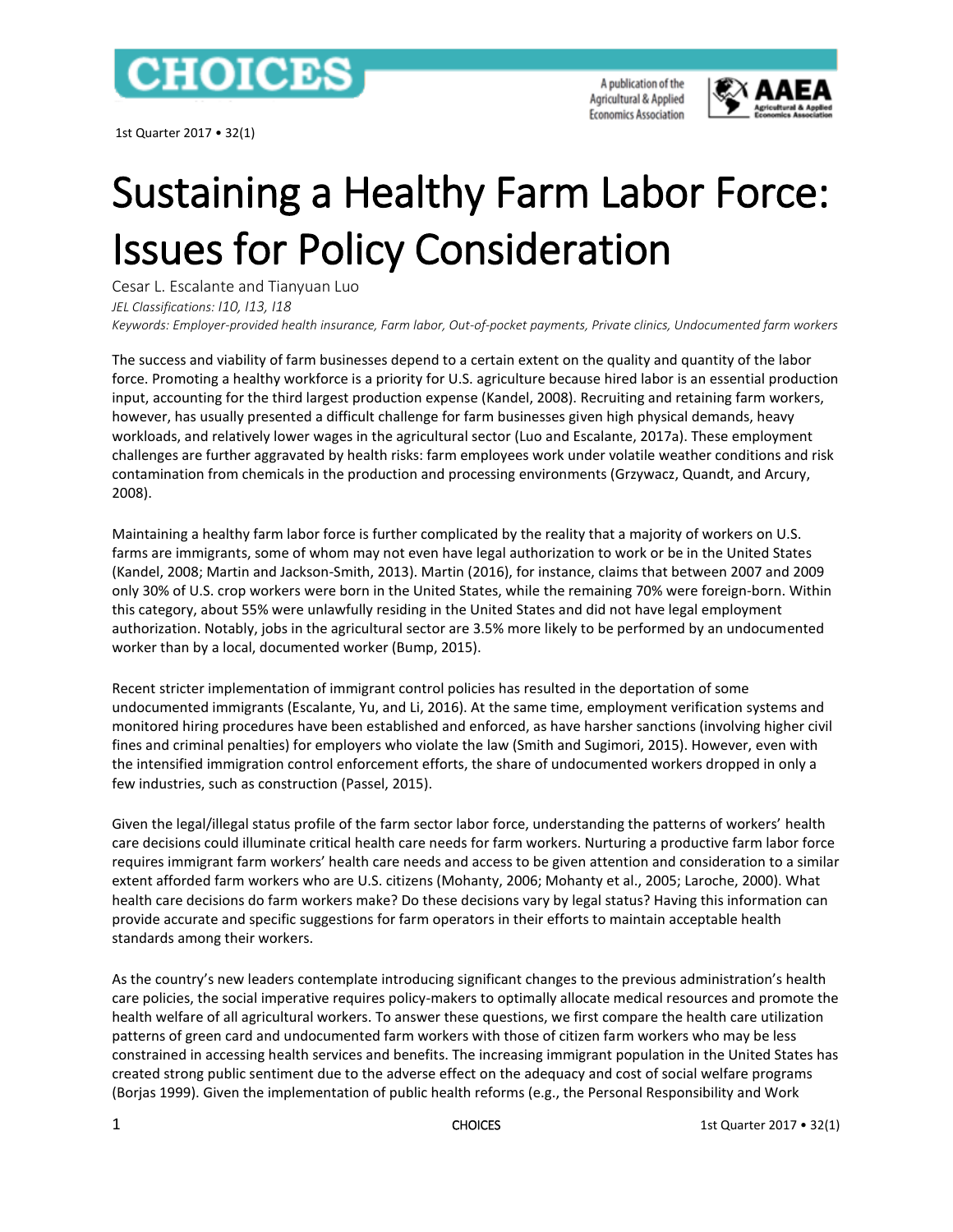# Sustaining a Healthy Farm Labor Force: Issues for Policy Consideration

Cesar L. Escalante and Tianyuan Luo

*JEL Classifications: I10, I13, I18*

*Keywords: Employer-provided health insurance, Farm labor, Out-of-pocket payments, Private clinics, Undocumented farm workers*

The success and viability of farm businesses depend to a certain extent on the quality and quantity of the labor force. Promoting a healthy workforce is a priority for U.S. agriculture because hired labor is an essential production input, accounting for the third largest production expense (Kandel, 2008). Recruiting and retaining farm workers, however, has usually presented a difficult challenge for farm businesses given high physical demands, heavy workloads, and relatively lower wages in the agricultural sector (Luo and Escalante, 2017a). These employment challenges are further aggravated by health risks: farm employees work under volatile weather conditions and risk contamination from chemicals in the production and processing environments (Grzywacz, Quandt, and Arcury, 2008).

Maintaining a healthy farm labor force is further complicated by the reality that a majority of workers on U.S. farms are immigrants, some of whom may not even have legal authorization to work or be in the United States (Kandel, 2008; Martin and Jackson-Smith, 2013). Martin (2016), for instance, claims that between 2007 and 2009 only 30% of U.S. crop workers were born in the United States, while the remaining 70% were foreign-born. Within this category, about 55% were unlawfully residing in the United States and did not have legal employment authorization. Notably, jobs in the agricultural sector are 3.5% more likely to be performed by an undocumented worker than by a local, documented worker (Bump, 2015).

Recent stricter implementation of immigrant control policies has resulted in the deportation of some undocumented immigrants (Escalante, Yu, and Li, 2016). At the same time, employment verification systems and monitored hiring procedures have been established and enforced, as have harsher sanctions (involving higher civil fines and criminal penalties) for employers who violate the law (Smith and Sugimori, 2015). However, even with the intensified immigration control enforcement efforts, the share of undocumented workers dropped in only a few industries, such as construction (Passel, 2015).

Given the legal/illegal status profile of the farm sector labor force, understanding the patterns of workers' health care decisions could illuminate critical health care needs for farm workers. Nurturing a productive farm labor force requires immigrant farm workers' health care needs and access to be given attention and consideration to a similar extent afforded farm workers who are U.S. citizens (Mohanty, 2006; Mohanty et al., 2005; Laroche, 2000). What health care decisions do farm workers make? Do these decisions vary by legal status? Having this information can provide accurate and specific suggestions for farm operators in their efforts to maintain acceptable health standards among their workers.

As the country's new leaders contemplate introducing significant changes to the previous administration's health care policies, the social imperative requires policy-makers to optimally allocate medical resources and promote the health welfare of all agricultural workers. To answer these questions, we first compare the health care utilization patterns of green card and undocumented farm workers with those of citizen farm workers who may be less constrained in accessing health services and benefits. The increasing immigrant population in the United States has created strong public sentiment due to the adverse effect on the adequacy and cost of social welfare programs (Borjas 1999). Given the implementation of public health reforms (e.g., the Personal Responsibility and Work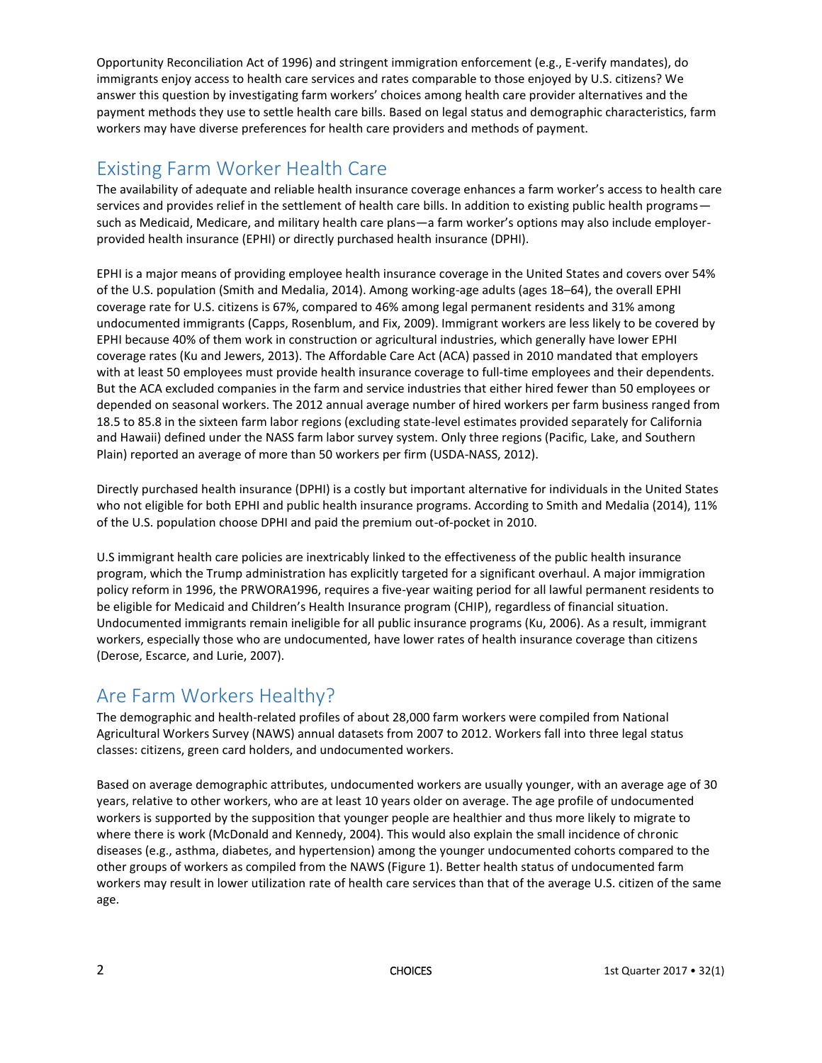Opportunity Reconciliation Act of 1996) and stringent immigration enforcement (e.g., E-verify mandates), do immigrants enjoy access to health care services and rates comparable to those enjoyed by U.S. citizens? We answer this question by investigating farm workers' choices among health care provider alternatives and the payment methods they use to settle health care bills. Based on legal status and demographic characteristics, farm workers may have diverse preferences for health care providers and methods of payment.

## Existing Farm Worker Health Care

The availability of adequate and reliable health insurance coverage enhances a farm worker's access to health care services and provides relief in the settlement of health care bills. In addition to existing public health programs—such as Medicaid, Medicare, and military health care plans—a farm worker's options may also include employer-provided health insurance (EPHI) or directly purchased health insurance (DPHI).

EPHI is a major means of providing employee health insurance coverage in the United States and covers over 54% of the U.S. population (Smith and Medalia, 2014). Among working-age adults (ages 18–64), the overall EPHI coverage rate for U.S. citizens is 67%, compared to 46% among legal permanent residents and 31% among undocumented immigrants (Capps, Rosenblum, and Fix, 2009). Immigrant workers are less likely to be covered by EPHI because 40% of them work in construction or agricultural industries, which generally have lower EPHI coverage rates (Ku and Jewers, 2013). The Affordable Care Act (ACA) passed in 2010 mandated that employers with at least 50 employees must provide health insurance coverage to full-time employees and their dependents. But the ACA excluded companies in the farm and service industries that either hired fewer than 50 employees or depended on seasonal workers. The 2012 annual average number of hired workers per farm business ranged from 18.5 to 85.8 in the sixteen farm labor regions (excluding state-level estimates provided separately for California and Hawaii) defined under the NASS farm labor survey system. Only three regions (Pacific, Lake, and Southern Plain) reported an average of more than 50 workers per firm (USDA-NASS, 2012).

Directly purchased health insurance (DPHI) is a costly but important alternative for individuals in the United States who not eligible for both EPHI and public health insurance programs. According to Smith and Medalia (2014), 11% of the U.S. population choose DPHI and paid the premium out-of-pocket in 2010.

U.S immigrant health care policies are inextricably linked to the effectiveness of the public health insurance program, which the Trump administration has explicitly targeted for a significant overhaul. A major immigration policy reform in 1996, the PRWORA1996, requires a five-year waiting period for all lawful permanent residents to be eligible for Medicaid and Children's Health Insurance program (CHIP), regardless of financial situation. Undocumented immigrants remain ineligible for all public insurance programs (Ku, 2006). As a result, immigrant workers, especially those who are undocumented, have lower rates of health insurance coverage than citizens (Derose, Escarce, and Lurie, 2007).

## Are Farm Workers Healthy?

The demographic and health-related profiles of about 28,000 farm workers were compiled from National Agricultural Workers Survey (NAWS) annual datasets from 2007 to 2012. Workers fall into three legal status classes: citizens, green card holders, and undocumented workers.

Based on average demographic attributes, undocumented workers are usually younger, with an average age of 30 years, relative to other workers, who are at least 10 years older on average. The age profile of undocumented workers is supported by the supposition that younger people are healthier and thus more likely to migrate to where there is work (McDonald and Kennedy, 2004). This would also explain the small incidence of chronic diseases (e.g., asthma, diabetes, and hypertension) among the younger undocumented cohorts compared to the other groups of workers as compiled from the NAWS (Figure 1). Better health status of undocumented farm workers may result in lower utilization rate of health care services than that of the average U.S. citizen of the same age.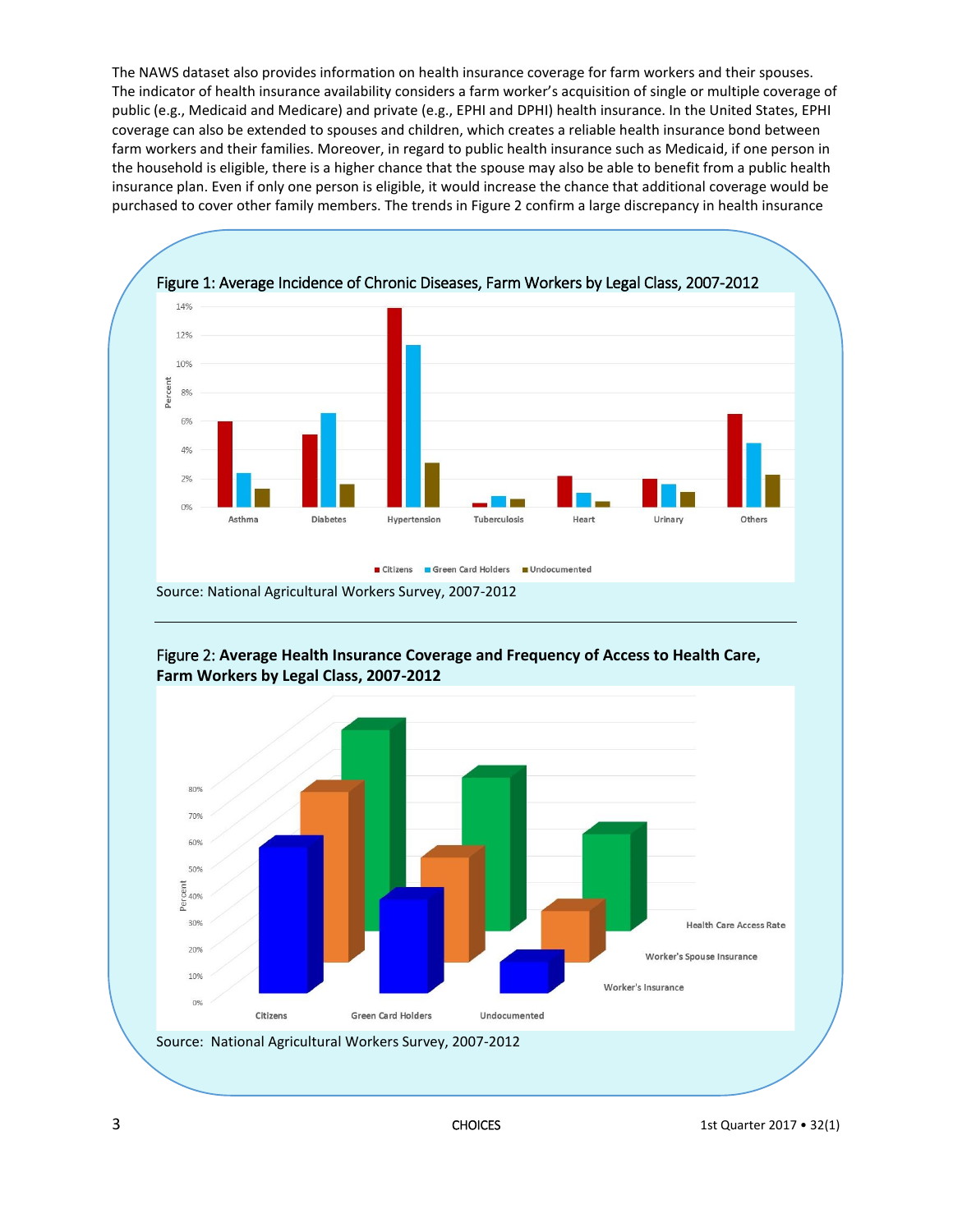The NAWS dataset also provides information on health insurance coverage for farm workers and their spouses. The indicator of health insurance availability considers a farm worker's acquisition of single or multiple coverage of public (e.g., Medicaid and Medicare) and private (e.g., EPHI and DPHI) health insurance. In the United States, EPHI coverage can also be extended to spouses and children, which creates a reliable health insurance bond between farm workers and their families. Moreover, in regard to public health insurance such as Medicaid, if one person in the household is eligible, there is a higher chance that the spouse may also be able to benefit from a public health insurance plan. Even if only one person is eligible, it would increase the chance that additional coverage would be purchased to cover other family members. The trends in Figure 2 confirm a large discrepancy in health insurance

Figure 1: Average Incidence of Chronic Diseases, Farm Workers by Legal Class, 2007-2012

Source: National Agricultural Workers Survey, 2007-2012

Figure 2: **Average Health Insurance Coverage and Frequency of Access to Health Care, Farm Workers by Legal Class, 2007-2012**

Source: National Agricultural Workers Survey, 2007-2012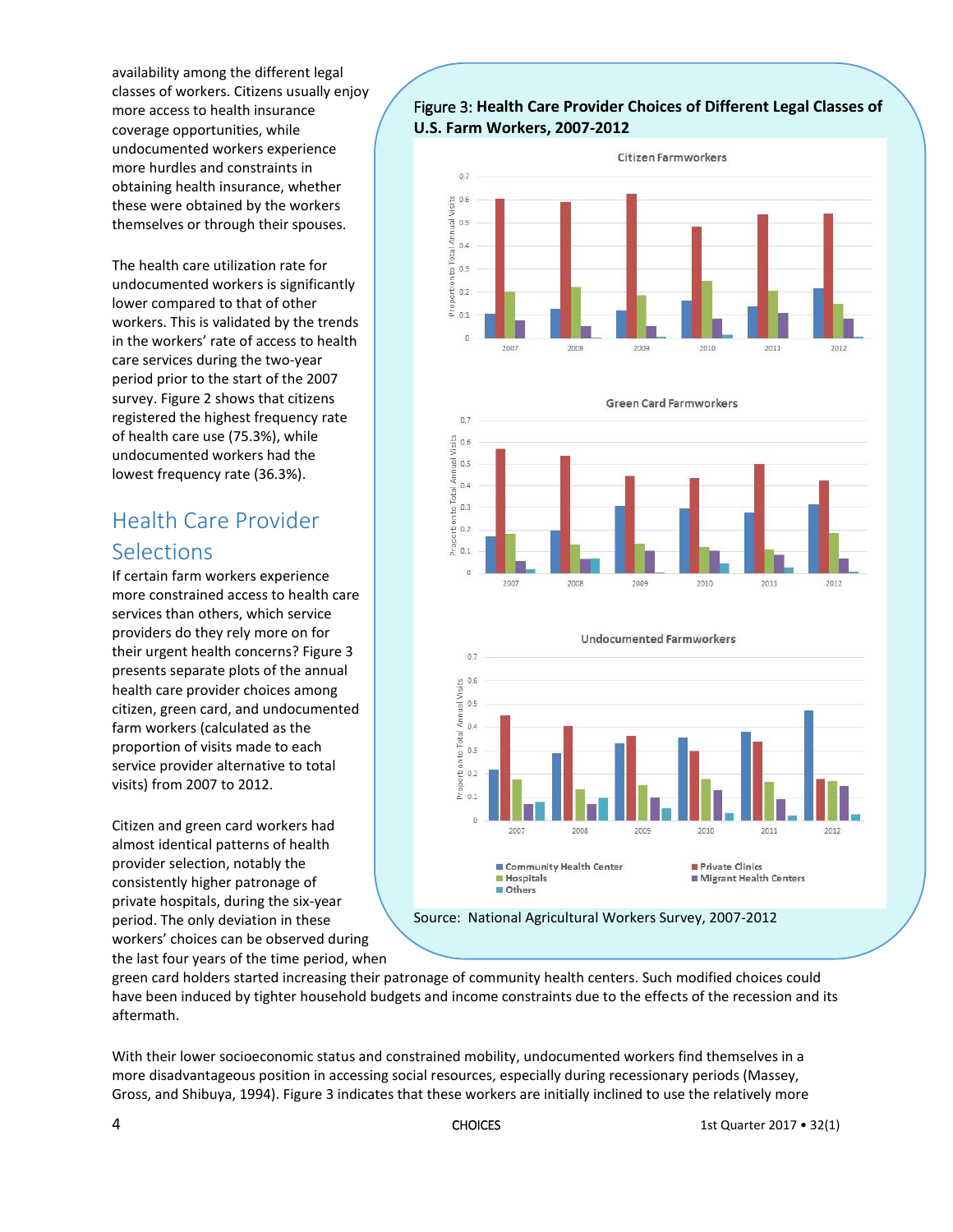availability among the different legal classes of workers. Citizens usually enjoy more access to health insurance coverage opportunities, while undocumented workers experience more hurdles and constraints in obtaining health insurance, whether these were obtained by the workers themselves or through their spouses.

The health care utilization rate for undocumented workers is significantly lower compared to that of other workers. This is validated by the trends in the workers' rate of access to health care services during the two-year period prior to the start of the 2007 survey. Figure 2 shows that citizens registered the highest frequency rate of health care use (75.3%), while undocumented workers had the lowest frequency rate (36.3%).

## Health Care Provider Selections

If certain farm workers experience more constrained access to health care services than others, which service providers do they rely more on for their urgent health concerns? Figure 3 presents separate plots of the annual health care provider choices among citizen, green card, and undocumented farm workers (calculated as the proportion of visits made to each service provider alternative to total visits) from 2007 to 2012.

Figure 3: **Health Care Provider Choices of Different Legal Classes of U.S. Farm Workers, 2007-2012**

Source: National Agricultural Workers Survey, 2007-2012

Citizen and green card workers had almost identical patterns of health provider selection, notably the consistently higher patronage of private hospitals, during the six-year period. The only deviation in these workers' choices can be observed during the last four years of the time period, when green card holders started increasing their patronage of community health centers. Such modified choices could have been induced by tighter household budgets and income constraints due to the effects of the recession and its aftermath.

With their lower socioeconomic status and constrained mobility, undocumented workers find themselves in a more disadvantageous position in accessing social resources, especially during recessionary periods (Massey, Gross, and Shibuya, 1994). Figure 3 indicates that these workers are initially inclined to use the relatively more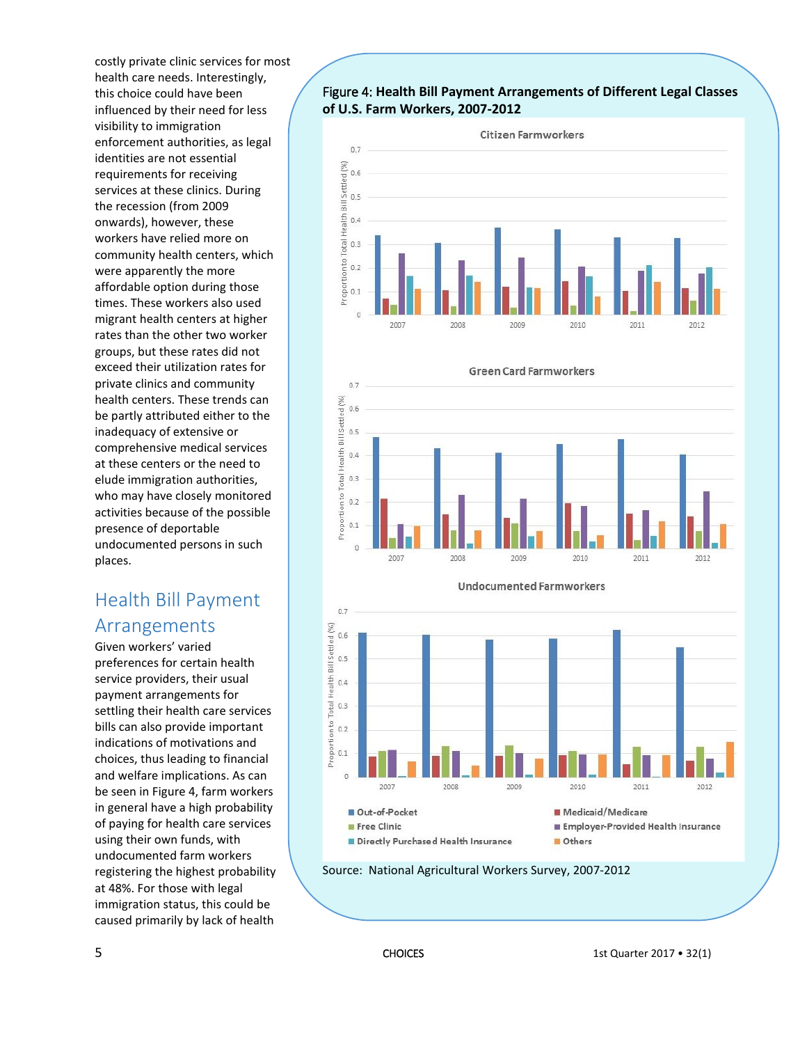costly private clinic services for most health care needs. Interestingly, this choice could have been influenced by their need for less visibility to immigration enforcement authorities, as legal identities are not essential requirements for receiving services at these clinics. During the recession (from 2009 onwards), however, these workers have relied more on community health centers, which were apparently the more affordable option during those times. These workers also used migrant health centers at higher rates than the other two worker groups, but these rates did not exceed their utilization rates for private clinics and community health centers. These trends can be partly attributed either to the inadequacy of extensive or comprehensive medical services at these centers or the need to elude immigration authorities, who may have closely monitored activities because of the possible presence of deportable undocumented persons in such places.

## Health Bill Payment Arrangements

Given workers' varied preferences for certain health service providers, their usual payment arrangements for settling their health care services bills can also provide important indications of motivations and choices, thus leading to financial and welfare implications. As can be seen in Figure 4, farm workers in general have a high probability of paying for health care services using their own funds, with undocumented farm workers registering the highest probability at 48%. For those with legal immigration status, this could be caused primarily by lack of health

**Figure 4: Health Bill Payment Arrangements of Different Legal Classes of U.S. Farm Workers, 2007-2012**

Source: National Agricultural Workers Survey, 2007-2012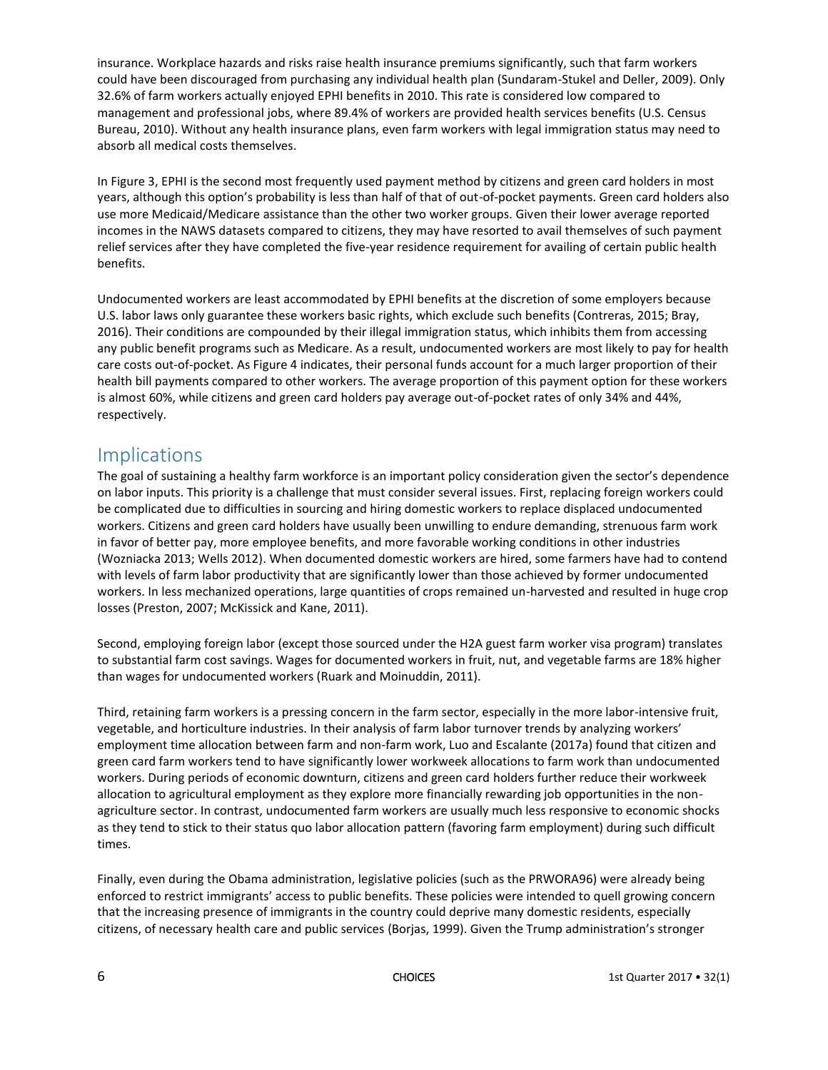insurance. Workplace hazards and risks raise health insurance premiums significantly, such that farm workers could have been discouraged from purchasing any individual health plan (Sundaram-Stukel and Deller, 2009). Only 32.6% of farm workers actually enjoyed EPHI benefits in 2010. This rate is considered low compared to management and professional jobs, where 89.4% of workers are provided health services benefits (U.S. Census Bureau, 2010). Without any health insurance plans, even farm workers with legal immigration status may need to absorb all medical costs themselves.

In Figure 3, EPHI is the second most frequently used payment method by citizens and green card holders in most years, although this option's probability is less than half of that of out-of-pocket payments. Green card holders also use more Medicaid/Medicare assistance than the other two worker groups. Given their lower average reported incomes in the NAWS datasets compared to citizens, they may have resorted to avail themselves of such payment relief services after they have completed the five-year residence requirement for availing of certain public health benefits.

Undocumented workers are least accommodated by EPHI benefits at the discretion of some employers because U.S. labor laws only guarantee these workers basic rights, which exclude such benefits (Contreras, 2015; Bray, 2016). Their conditions are compounded by their illegal immigration status, which inhibits them from accessing any public benefit programs such as Medicare. As a result, undocumented workers are most likely to pay for health care costs out-of-pocket. As Figure 4 indicates, their personal funds account for a much larger proportion of their health bill payments compared to other workers. The average proportion of this payment option for these workers is almost 60%, while citizens and green card holders pay average out-of-pocket rates of only 34% and 44%, respectively.

## Implications

The goal of sustaining a healthy farm workforce is an important policy consideration given the sector's dependence on labor inputs. This priority is a challenge that must consider several issues. First, replacing foreign workers could be complicated due to difficulties in sourcing and hiring domestic workers to replace displaced undocumented workers. Citizens and green card holders have usually been unwilling to endure demanding, strenuous farm work in favor of better pay, more employee benefits, and more favorable working conditions in other industries (Wozniacka 2013; Wells 2012). When documented domestic workers are hired, some farmers have had to contend with levels of farm labor productivity that are significantly lower than those achieved by former undocumented workers. In less mechanized operations, large quantities of crops remained un-harvested and resulted in huge crop losses (Preston, 2007; McKissick and Kane, 2011).

Second, employing foreign labor (except those sourced under the H2A guest farm worker visa program) translates to substantial farm cost savings. Wages for documented workers in fruit, nut, and vegetable farms are 18% higher than wages for undocumented workers (Ruark and Moinuddin, 2011).

Third, retaining farm workers is a pressing concern in the farm sector, especially in the more labor-intensive fruit, vegetable, and horticulture industries. In their analysis of farm labor turnover trends by analyzing workers' employment time allocation between farm and non-farm work, Luo and Escalante (2017a) found that citizen and green card farm workers tend to have significantly lower workweek allocations to farm work than undocumented workers. During periods of economic downturn, citizens and green card holders further reduce their workweek allocation to agricultural employment as they explore more financially rewarding job opportunities in the non-agriculture sector. In contrast, undocumented farm workers are usually much less responsive to economic shocks as they tend to stick to their status quo labor allocation pattern (favoring farm employment) during such difficult times.

Finally, even during the Obama administration, legislative policies (such as the PRWORA96) were already being enforced to restrict immigrants' access to public benefits. These policies were intended to quell growing concern that the increasing presence of immigrants in the country could deprive many domestic residents, especially citizens, of necessary health care and public services (Borjas, 1999). Given the Trump administration's stronger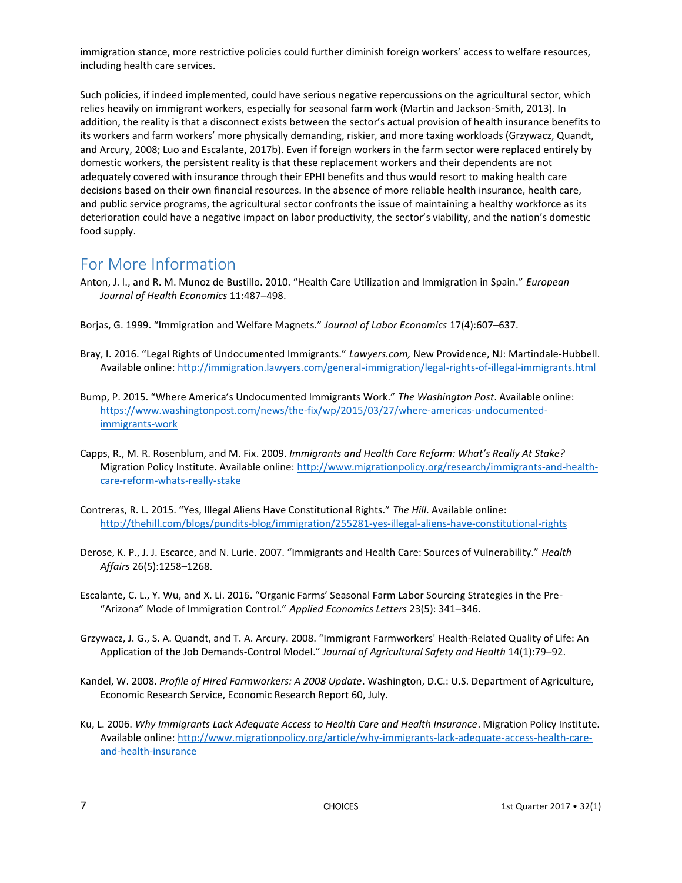immigration stance, more restrictive policies could further diminish foreign workers' access to welfare resources, including health care services.

Such policies, if indeed implemented, could have serious negative repercussions on the agricultural sector, which relies heavily on immigrant workers, especially for seasonal farm work (Martin and Jackson-Smith, 2013). In addition, the reality is that a disconnect exists between the sector's actual provision of health insurance benefits to its workers and farm workers' more physically demanding, riskier, and more taxing workloads (Grzywacz, Quandt, and Arcury, 2008; Luo and Escalante, 2017b). Even if foreign workers in the farm sector were replaced entirely by domestic workers, the persistent reality is that these replacement workers and their dependents are not adequately covered with insurance through their EPHI benefits and thus would resort to making health care decisions based on their own financial resources. In the absence of more reliable health insurance, health care, and public service programs, the agricultural sector confronts the issue of maintaining a healthy workforce as its deterioration could have a negative impact on labor productivity, the sector's viability, and the nation's domestic food supply.

## For More Information

Anton, J. I., and R. M. Munoz de Bustillo. 2010. "Health Care Utilization and Immigration in Spain." *European Journal of Health Economics* 11:487–498.

Borjas, G. 1999. "Immigration and Welfare Magnets." *Journal of Labor Economics* 17(4):607–637.

Bray, I. 2016. "Legal Rights of Undocumented Immigrants." *Lawyers.com,* New Providence, NJ: Martindale-Hubbell. Available online: http://immigration.lawyers.com/general-immigration/legal-rights-of-illegal-immigrants.html

Bump, P. 2015. "Where America's Undocumented Immigrants Work." *The Washington Post*. Available online: https://www.washingtonpost.com/news/the-fix/wp/2015/03/27/where-americas-undocumented-immigrants-work

Capps, R., M. R. Rosenblum, and M. Fix. 2009. *Immigrants and Health Care Reform: What's Really At Stake?* Migration Policy Institute. Available online: http://www.migrationpolicy.org/research/immigrants-and-health-care-reform-whats-really-stake

Contreras, R. L. 2015. "Yes, Illegal Aliens Have Constitutional Rights." *The Hill*. Available online: http://thehill.com/blogs/pundits-blog/immigration/255281-yes-illegal-aliens-have-constitutional-rights

Derose, K. P., J. J. Escarce, and N. Lurie. 2007. "Immigrants and Health Care: Sources of Vulnerability." *Health Affairs* 26(5):1258–1268.

Escalante, C. L., Y. Wu, and X. Li. 2016. "Organic Farms' Seasonal Farm Labor Sourcing Strategies in the Pre-"Arizona" Mode of Immigration Control." *Applied Economics Letters* 23(5): 341–346.

Grzywacz, J. G., S. A. Quandt, and T. A. Arcury. 2008. "Immigrant Farmworkers' Health-Related Quality of Life: An Application of the Job Demands-Control Model." *Journal of Agricultural Safety and Health* 14(1):79–92.

Kandel, W. 2008. *Profile of Hired Farmworkers: A 2008 Update*. Washington, D.C.: U.S. Department of Agriculture, Economic Research Service, Economic Research Report 60, July.

Ku, L. 2006. *Why Immigrants Lack Adequate Access to Health Care and Health Insurance*. Migration Policy Institute. Available online: http://www.migrationpolicy.org/article/why-immigrants-lack-adequate-access-health-care-and-health-insurance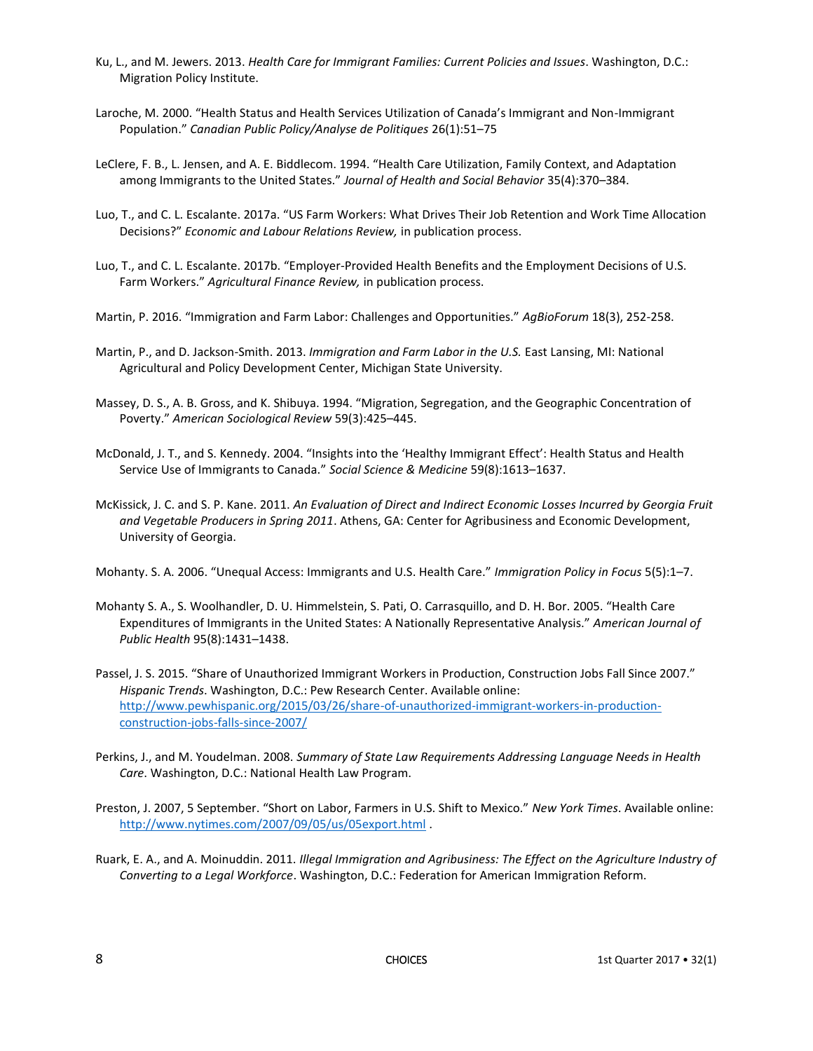Ku, L., and M. Jewers. 2013. *Health Care for Immigrant Families: Current Policies and Issues*. Washington, D.C.: Migration Policy Institute.

Laroche, M. 2000. "Health Status and Health Services Utilization of Canada's Immigrant and Non-Immigrant Population." *Canadian Public Policy/Analyse de Politiques* 26(1):51–75

LeClere, F. B., L. Jensen, and A. E. Biddlecom. 1994. "Health Care Utilization, Family Context, and Adaptation among Immigrants to the United States." *Journal of Health and Social Behavior* 35(4):370–384.

Luo, T., and C. L. Escalante. 2017a. "US Farm Workers: What Drives Their Job Retention and Work Time Allocation Decisions?" *Economic and Labour Relations Review,* in publication process.

Luo, T., and C. L. Escalante. 2017b. "Employer-Provided Health Benefits and the Employment Decisions of U.S. Farm Workers." *Agricultural Finance Review,* in publication process.

Martin, P. 2016. "Immigration and Farm Labor: Challenges and Opportunities." *AgBioForum* 18(3), 252-258.

Martin, P., and D. Jackson-Smith. 2013. *Immigration and Farm Labor in the U.S.* East Lansing, MI: National Agricultural and Policy Development Center, Michigan State University.

Massey, D. S., A. B. Gross, and K. Shibuya. 1994. "Migration, Segregation, and the Geographic Concentration of Poverty." *American Sociological Review* 59(3):425–445.

McDonald, J. T., and S. Kennedy. 2004. "Insights into the 'Healthy Immigrant Effect': Health Status and Health Service Use of Immigrants to Canada." *Social Science & Medicine* 59(8):1613–1637.

McKissick, J. C. and S. P. Kane. 2011. *An Evaluation of Direct and Indirect Economic Losses Incurred by Georgia Fruit and Vegetable Producers in Spring 2011*. Athens, GA: Center for Agribusiness and Economic Development, University of Georgia.

Mohanty. S. A. 2006. "Unequal Access: Immigrants and U.S. Health Care." *Immigration Policy in Focus* 5(5):1–7.

Mohanty S. A., S. Woolhandler, D. U. Himmelstein, S. Pati, O. Carrasquillo, and D. H. Bor. 2005. "Health Care Expenditures of Immigrants in the United States: A Nationally Representative Analysis." *American Journal of Public Health* 95(8):1431–1438.

Passel, J. S. 2015. "Share of Unauthorized Immigrant Workers in Production, Construction Jobs Fall Since 2007." *Hispanic Trends*. Washington, D.C.: Pew Research Center. Available online: http://www.pewhispanic.org/2015/03/26/share-of-unauthorized-immigrant-workers-in-production-construction-jobs-falls-since-2007/

Perkins, J., and M. Youdelman. 2008. *Summary of State Law Requirements Addressing Language Needs in Health Care*. Washington, D.C.: National Health Law Program.

Preston, J. 2007, 5 September. "Short on Labor, Farmers in U.S. Shift to Mexico." *New York Times*. Available online: http://www.nytimes.com/2007/09/05/us/05export.html .

Ruark, E. A., and A. Moinuddin. 2011. *Illegal Immigration and Agribusiness: The Effect on the Agriculture Industry of Converting to a Legal Workforce*. Washington, D.C.: Federation for American Immigration Reform.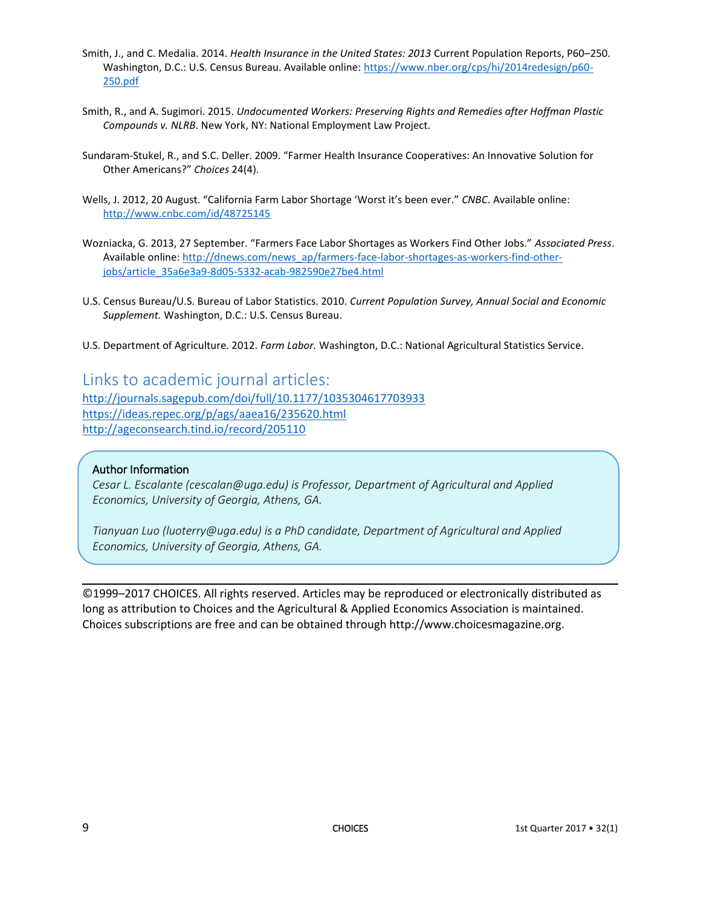Smith, J., and C. Medalia. 2014. *Health Insurance in the United States: 2013* Current Population Reports, P60–250. Washington, D.C.: U.S. Census Bureau. Available online: https://www.nber.org/cps/hi/2014redesign/p60-250.pdf

Smith, R., and A. Sugimori. 2015. *Undocumented Workers: Preserving Rights and Remedies after Hoffman Plastic Compounds v. NLRB*. New York, NY: National Employment Law Project.

Sundaram-Stukel, R., and S.C. Deller. 2009. "Farmer Health Insurance Cooperatives: An Innovative Solution for Other Americans?" *Choices* 24(4).

Wells, J. 2012, 20 August. "California Farm Labor Shortage 'Worst it's been ever." *CNBC*. Available online: http://www.cnbc.com/id/48725145

Wozniacka, G. 2013, 27 September. "Farmers Face Labor Shortages as Workers Find Other Jobs." *Associated Press*. Available online: http://dnews.com/news_ap/farmers-face-labor-shortages-as-workers-find-other-jobs/article_35a6e3a9-8d05-5332-acab-982590e27be4.html

U.S. Census Bureau/U.S. Bureau of Labor Statistics. 2010. *Current Population Survey, Annual Social and Economic Supplement.* Washington, D.C.: U.S. Census Bureau.

U.S. Department of Agriculture. 2012. *Farm Labor.* Washington, D.C.: National Agricultural Statistics Service.

## Links to academic journal articles:

http://journals.sagepub.com/doi/full/10.1177/1035304617703933
https://ideas.repec.org/p/ags/aaea16/235620.html
http://ageconsearch.tind.io/record/205110

**Author Information**

*Cesar L. Escalante (cescalan@uga.edu) is Professor, Department of Agricultural and Applied Economics, University of Georgia, Athens, GA.*

*Tianyuan Luo (luoterry@uga.edu) is a PhD candidate, Department of Agricultural and Applied Economics, University of Georgia, Athens, GA.*

---

©1999–2017 CHOICES. All rights reserved. Articles may be reproduced or electronically distributed as long as attribution to Choices and the Agricultural & Applied Economics Association is maintained. Choices subscriptions are free and can be obtained through http://www.choicesmagazine.org.